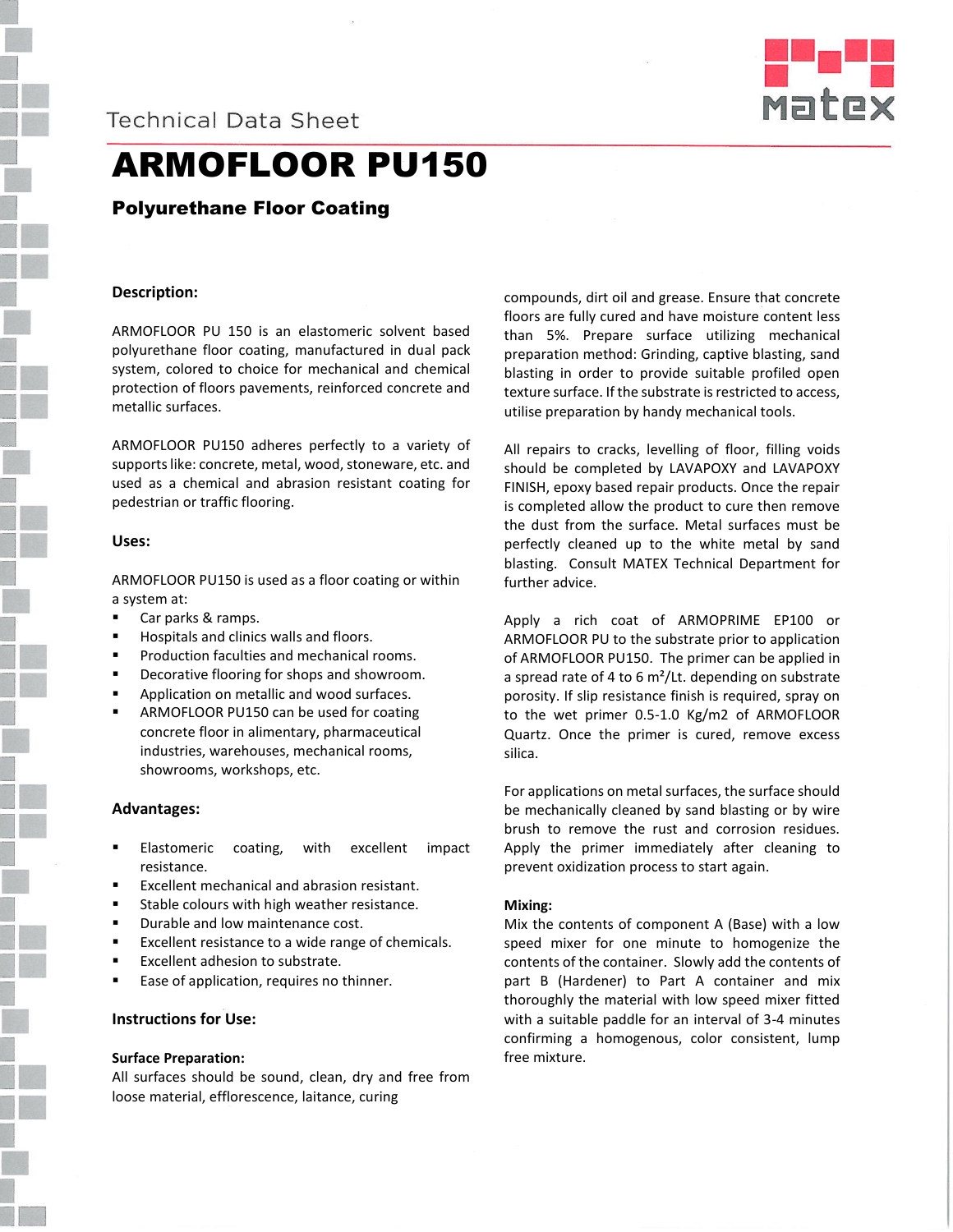Technical Data Sheet

# ARMOFLOOR PU150

## Polyurethane Floor Coating

### Description:

ARMOFLOOR PU 150 is an elastomeric solvent based polyurethane floor coating, manufactured in dual pack system, colored to choice for mechanical and chemical protection of floors pavements, reinforced concrete and metallic surfaces.

ARMOFLOOR PU150 adheres perfectly to a variety of supports like: concrete, metal, wood, stoneware, etc. and used as a chemical and abrasion resistant coating for pedestrian or traffic flooring.

### Uses:

ARMOFLOOR PU150 is used as a floor coating or within a system at:

- Car parks & ramps.
- Hospitals and clinics walls and floors.
- Production faculties and mechanical rooms.
- Decorative flooring for shops and showroom.
- Application on metallic and wood surfaces.
- ARMOFLOOR PU150 can be used for coating concrete floor in alimentary, pharmaceutical industries, warehouses, mechanical rooms, showrooms, workshops, etc.

### Advantages:

- Elastomeric coating, with excellent impact resistance.
- Excellent mechanical and abrasion resistant.
- Stable colours with high weather resistance.
- Durable and low maintenance cost.
- Excellent resistance to a wide range of chemicals.
- Excellent adhesion to substrate.
- Ease of application, requires no thinner.

### Instructions for Use:

**Surface Preparation:**
All surfaces should be sound, clean, dry and free from loose material, efflorescence, laitance, curing compounds, dirt oil and grease. Ensure that concrete floors are fully cured and have moisture content less than 5%. Prepare surface utilizing mechanical preparation method: Grinding, captive blasting, sand blasting in order to provide suitable profiled open texture surface. If the substrate is restricted to access, utilise preparation by handy mechanical tools.

All repairs to cracks, levelling of floor, filling voids should be completed by LAVAPOXY and LAVAPOXY FINISH, epoxy based repair products. Once the repair is completed allow the product to cure then remove the dust from the surface. Metal surfaces must be perfectly cleaned up to the white metal by sand blasting. Consult MATEX Technical Department for further advice.

Apply a rich coat of ARMOPRIME EP100 or ARMOFLOOR PU to the substrate prior to application of ARMOFLOOR PU150. The primer can be applied in a spread rate of 4 to 6 $m^2$/Lt. depending on substrate porosity. If slip resistance finish is required, spray on to the wet primer 0.5-1.0 Kg/m2 of ARMOFLOOR Quartz. Once the primer is cured, remove excess silica.

For applications on metal surfaces, the surface should be mechanically cleaned by sand blasting or by wire brush to remove the rust and corrosion residues. Apply the primer immediately after cleaning to prevent oxidization process to start again.

**Mixing:**
Mix the contents of component A (Base) with a low speed mixer for one minute to homogenize the contents of the container. Slowly add the contents of part B (Hardener) to Part A container and mix thoroughly the material with low speed mixer fitted with a suitable paddle for an interval of 3-4 minutes confirming a homogenous, color consistent, lump free mixture.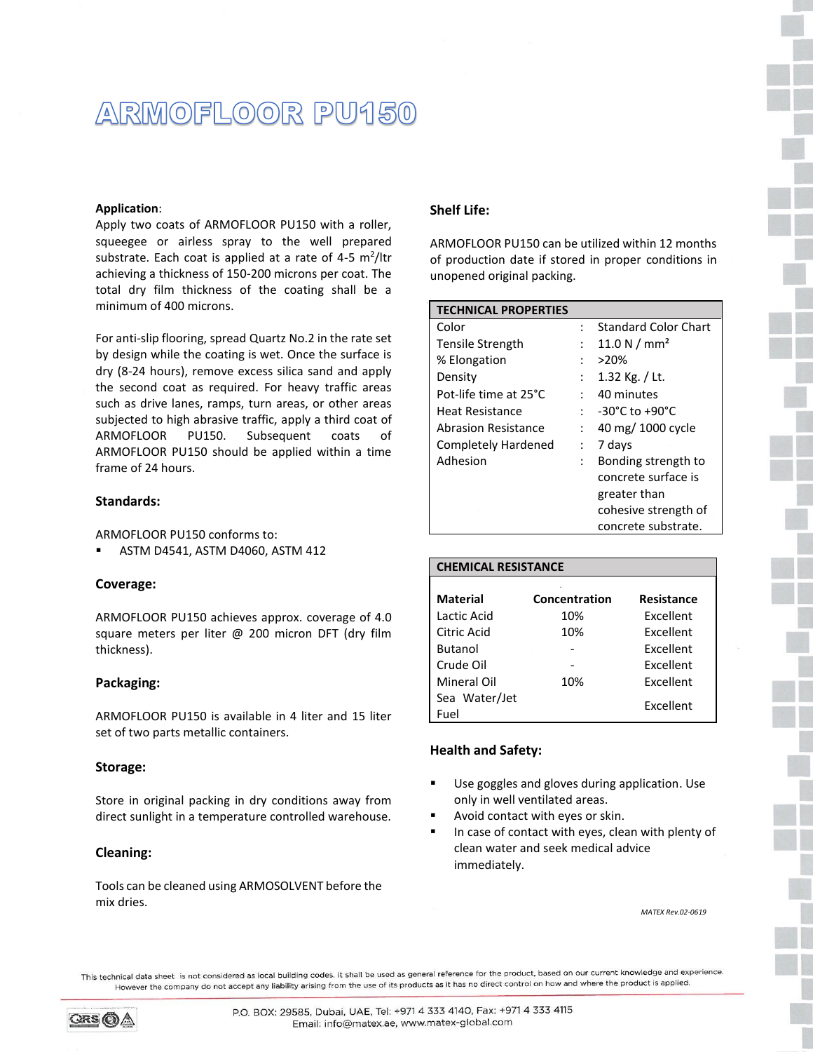# ARMOFLOOR PU150

**Application**:
Apply two coats of ARMOFLOOR PU150 with a roller, squeegee or airless spray to the well prepared substrate. Each coat is applied at a rate of 4-5 $m^2$/ltr achieving a thickness of 150-200 microns per coat. The total dry film thickness of the coating shall be a minimum of 400 microns.

For anti-slip flooring, spread Quartz No.2 in the rate set by design while the coating is wet. Once the surface is dry (8-24 hours), remove excess silica sand and apply the second coat as required. For heavy traffic areas such as drive lanes, ramps, turn areas, or other areas subjected to high abrasive traffic, apply a third coat of ARMOFLOOR PU150. Subsequent coats of ARMOFLOOR PU150 should be applied within a time frame of 24 hours.

## Standards:

ARMOFLOOR PU150 conforms to:

- ASTM D4541, ASTM D4060, ASTM 412

## Coverage:

ARMOFLOOR PU150 achieves approx. coverage of 4.0 square meters per liter @ 200 micron DFT (dry film thickness).

## Packaging:

ARMOFLOOR PU150 is available in 4 liter and 15 liter set of two parts metallic containers.

## Storage:

Store in original packing in dry conditions away from direct sunlight in a temperature controlled warehouse.

## Cleaning:

Tools can be cleaned using ARMOSOLVENT before the mix dries.

## Shelf Life:

ARMOFLOOR PU150 can be utilized within 12 months of production date if stored in proper conditions in unopened original packing.

| TECHNICAL PROPERTIES | | |
|---|---|---|
| Color | : | Standard Color Chart |
| Tensile Strength | : | 11.0 N / mm² |
| % Elongation | : | >20% |
| Density | : | 1.32 Kg. / Lt. |
| Pot-life time at 25°C | : | 40 minutes |
| Heat Resistance | : | -30°C to +90°C |
| Abrasion Resistance | : | 40 mg/ 1000 cycle |
| Completely Hardened | : | 7 days |
| Adhesion | : | Bonding strength to concrete surface is greater than cohesive strength of concrete substrate. |

**CHEMICAL RESISTANCE**

| Material | Concentration | Resistance |
|---|---|---|
| Lactic Acid | 10% | Excellent |
| Citric Acid | 10% | Excellent |
| Butanol | - | Excellent |
| Crude Oil | - | Excellent |
| Mineral Oil | 10% | Excellent |
| Sea Water/Jet Fuel | | Excellent |

## Health and Safety:

- Use goggles and gloves during application. Use only in well ventilated areas.
- Avoid contact with eyes or skin.
- In case of contact with eyes, clean with plenty of clean water and seek medical advice immediately.

*MATEX Rev.02-0619*

This technical data sheet is not considered as local building codes. It shall be used as general reference for the product, based on our current knowledge and experience. However the company do not accept any liability arising from the use of its products as it has no direct control on how and where the product is applied.

P.O. BOX: 29585, Dubai, UAE, Tel: +971 4 333 4140, Fax: +971 4 333 4115
Email: info@matex.ae, www.matex-global.com